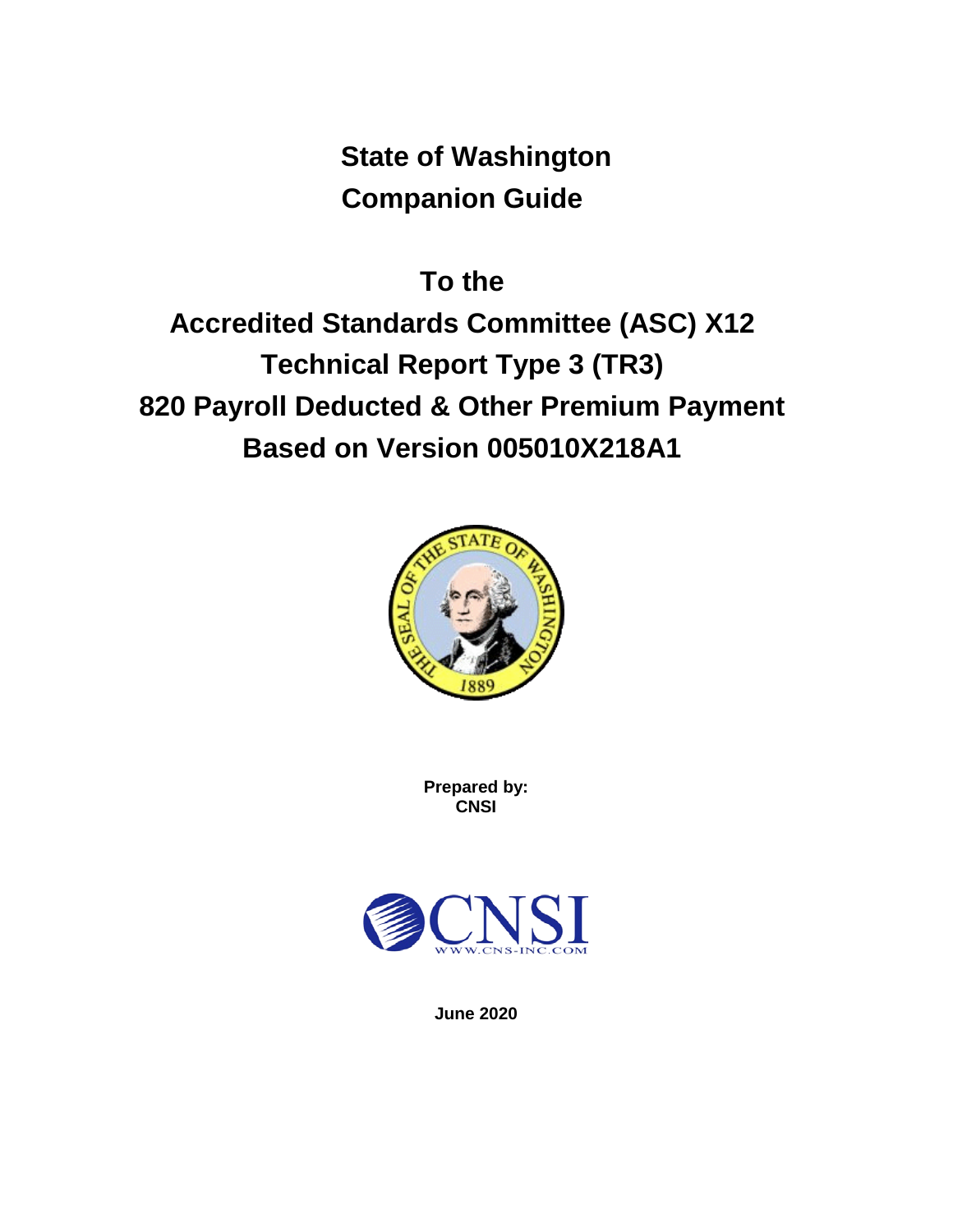# State of Washington
# Companion Guide

## To the
## Accredited Standards Committee (ASC) X12
## Technical Report Type 3 (TR3)
## 820 Payroll Deducted & Other Premium Payment
## Based on Version 005010X218A1

**Prepared by:**
**CNSI**

**June 2020**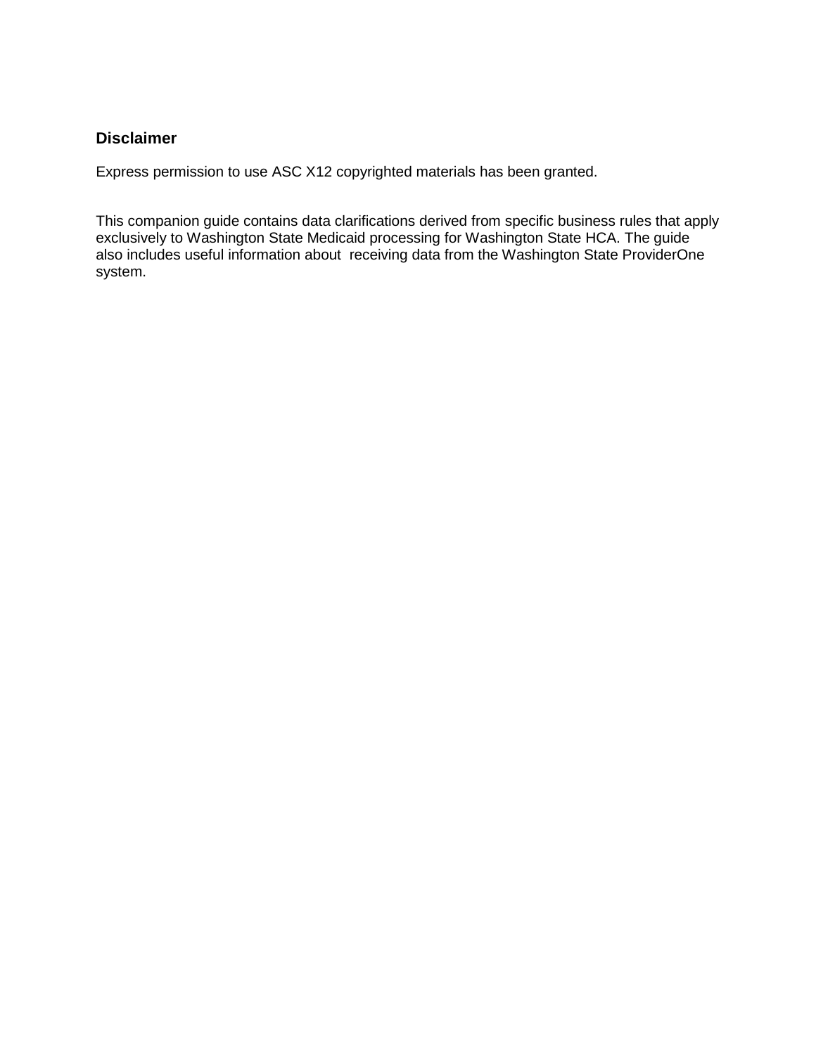## Disclaimer

Express permission to use ASC X12 copyrighted materials has been granted.

This companion guide contains data clarifications derived from specific business rules that apply exclusively to Washington State Medicaid processing for Washington State HCA. The guide also includes useful information about receiving data from the Washington State ProviderOne system.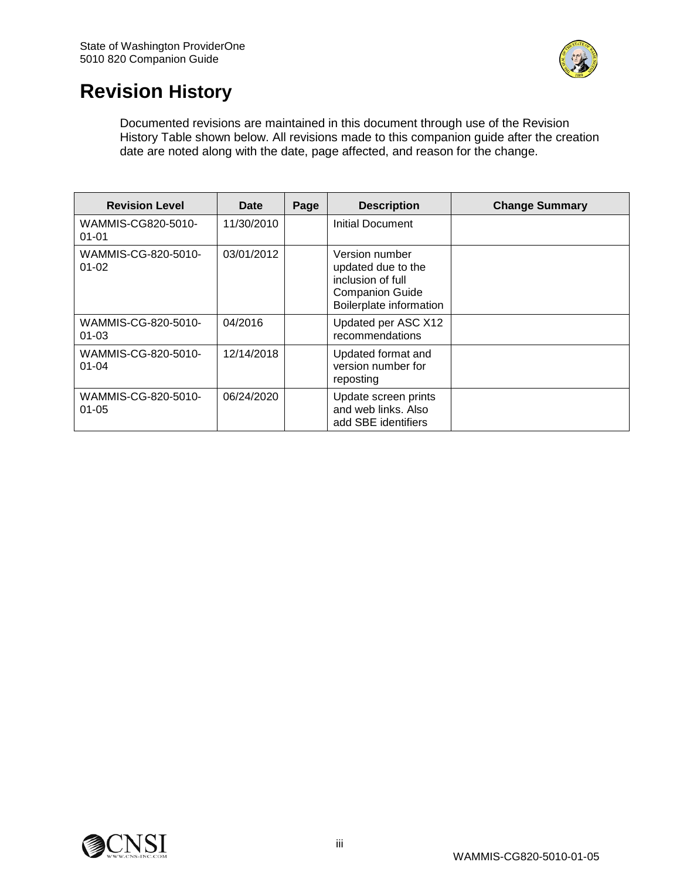# Revision History

Documented revisions are maintained in this document through use of the Revision History Table shown below. All revisions made to this companion guide after the creation date are noted along with the date, page affected, and reason for the change.

| Revision Level | Date | Page | Description | Change Summary |
|---|---|---|---|---|
| WAMMIS-CG820-5010-01-01 | 11/30/2010 | | Initial Document | |
| WAMMIS-CG-820-5010-01-02 | 03/01/2012 | | Version number updated due to the inclusion of full Companion Guide Boilerplate information | |
| WAMMIS-CG-820-5010-01-03 | 04/2016 | | Updated per ASC X12 recommendations | |
| WAMMIS-CG-820-5010-01-04 | 12/14/2018 | | Updated format and version number for reposting | |
| WAMMIS-CG-820-5010-01-05 | 06/24/2020 | | Update screen prints and web links. Also add SBE identifiers | |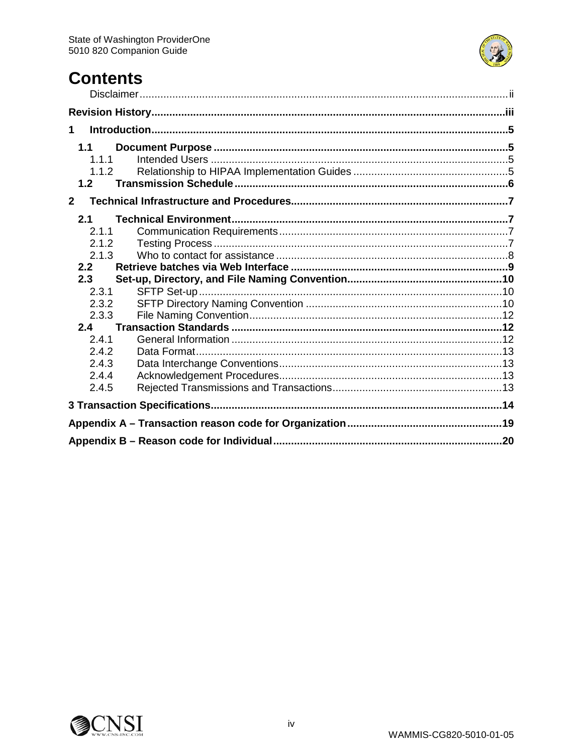# Contents

- Disclaimer ..... ii
- **Revision History ..... iii**
- **1 Introduction ..... 5**
  - **1.1 Document Purpose ..... 5**
    - 1.1.1 Intended Users ..... 5
    - 1.1.2 Relationship to HIPAA Implementation Guides ..... 5
  - **1.2 Transmission Schedule ..... 6**
- **2 Technical Infrastructure and Procedures ..... 7**
  - **2.1 Technical Environment ..... 7**
    - 2.1.1 Communication Requirements ..... 7
    - 2.1.2 Testing Process ..... 7
    - 2.1.3 Who to contact for assistance ..... 8
  - **2.2 Retrieve batches via Web Interface ..... 9**
  - **2.3 Set-up, Directory, and File Naming Convention ..... 10**
    - 2.3.1 SFTP Set-up ..... 10
    - 2.3.2 SFTP Directory Naming Convention ..... 10
    - 2.3.3 File Naming Convention ..... 12
  - **2.4 Transaction Standards ..... 12**
    - 2.4.1 General Information ..... 12
    - 2.4.2 Data Format ..... 13
    - 2.4.3 Data Interchange Conventions ..... 13
    - 2.4.4 Acknowledgement Procedures ..... 13
    - 2.4.5 Rejected Transmissions and Transactions ..... 13
- **3 Transaction Specifications ..... 14**
- **Appendix A – Transaction reason code for Organization ..... 19**
- **Appendix B – Reason code for Individual ..... 20**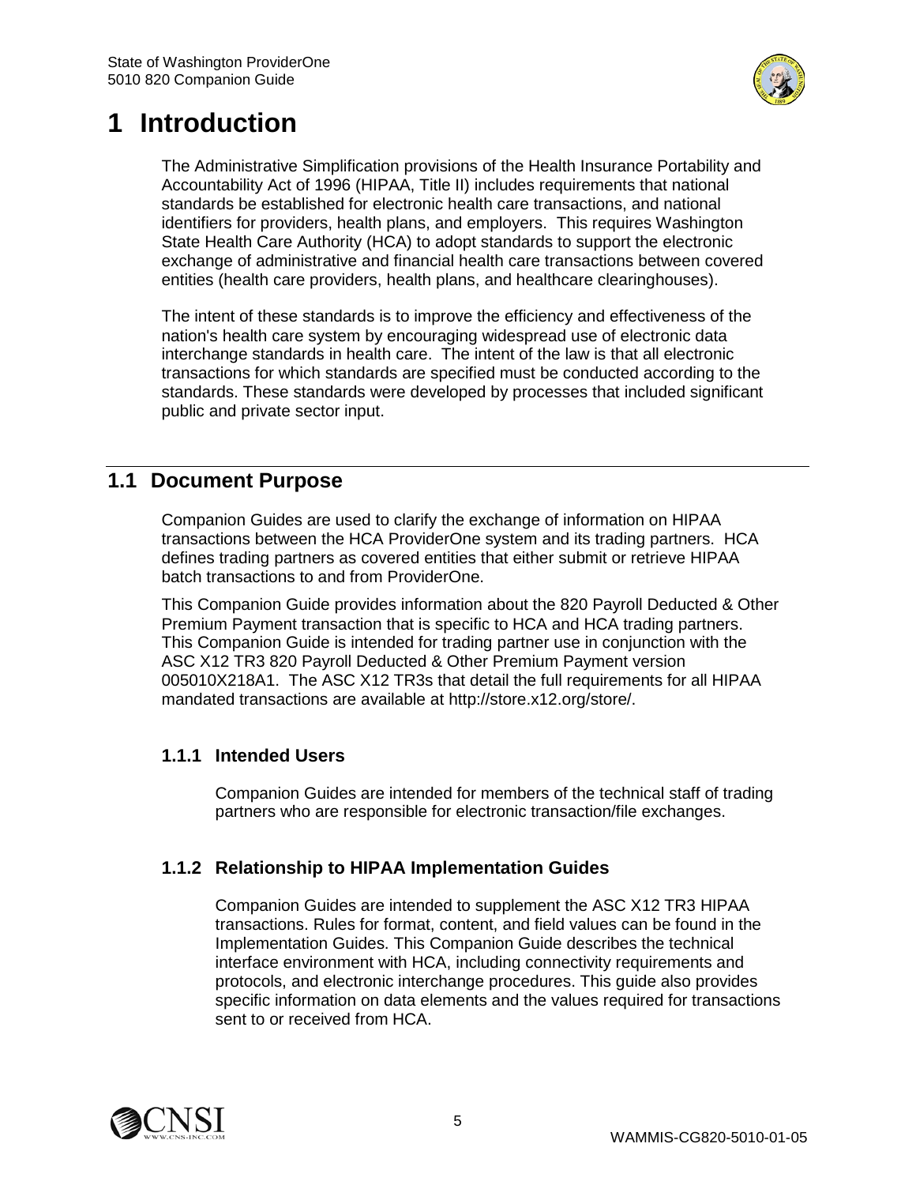# 1 Introduction

The Administrative Simplification provisions of the Health Insurance Portability and Accountability Act of 1996 (HIPAA, Title II) includes requirements that national standards be established for electronic health care transactions, and national identifiers for providers, health plans, and employers. This requires Washington State Health Care Authority (HCA) to adopt standards to support the electronic exchange of administrative and financial health care transactions between covered entities (health care providers, health plans, and healthcare clearinghouses).

The intent of these standards is to improve the efficiency and effectiveness of the nation's health care system by encouraging widespread use of electronic data interchange standards in health care. The intent of the law is that all electronic transactions for which standards are specified must be conducted according to the standards. These standards were developed by processes that included significant public and private sector input.

## 1.1 Document Purpose

Companion Guides are used to clarify the exchange of information on HIPAA transactions between the HCA ProviderOne system and its trading partners. HCA defines trading partners as covered entities that either submit or retrieve HIPAA batch transactions to and from ProviderOne.

This Companion Guide provides information about the 820 Payroll Deducted & Other Premium Payment transaction that is specific to HCA and HCA trading partners. This Companion Guide is intended for trading partner use in conjunction with the ASC X12 TR3 820 Payroll Deducted & Other Premium Payment version 005010X218A1. The ASC X12 TR3s that detail the full requirements for all HIPAA mandated transactions are available at http://store.x12.org/store/.

### 1.1.1 Intended Users

Companion Guides are intended for members of the technical staff of trading partners who are responsible for electronic transaction/file exchanges.

### 1.1.2 Relationship to HIPAA Implementation Guides

Companion Guides are intended to supplement the ASC X12 TR3 HIPAA transactions. Rules for format, content, and field values can be found in the Implementation Guides. This Companion Guide describes the technical interface environment with HCA, including connectivity requirements and protocols, and electronic interchange procedures. This guide also provides specific information on data elements and the values required for transactions sent to or received from HCA.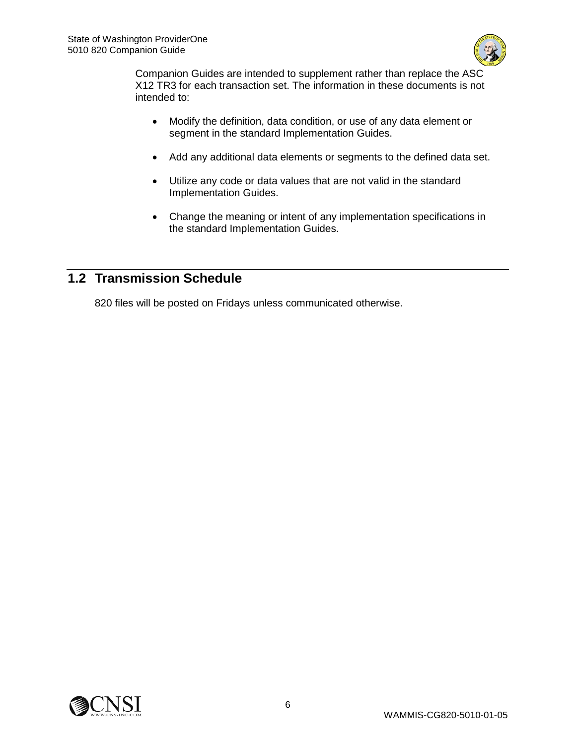Companion Guides are intended to supplement rather than replace the ASC X12 TR3 for each transaction set. The information in these documents is not intended to:

- Modify the definition, data condition, or use of any data element or segment in the standard Implementation Guides.
- Add any additional data elements or segments to the defined data set.
- Utilize any code or data values that are not valid in the standard Implementation Guides.
- Change the meaning or intent of any implementation specifications in the standard Implementation Guides.

## 1.2 Transmission Schedule

820 files will be posted on Fridays unless communicated otherwise.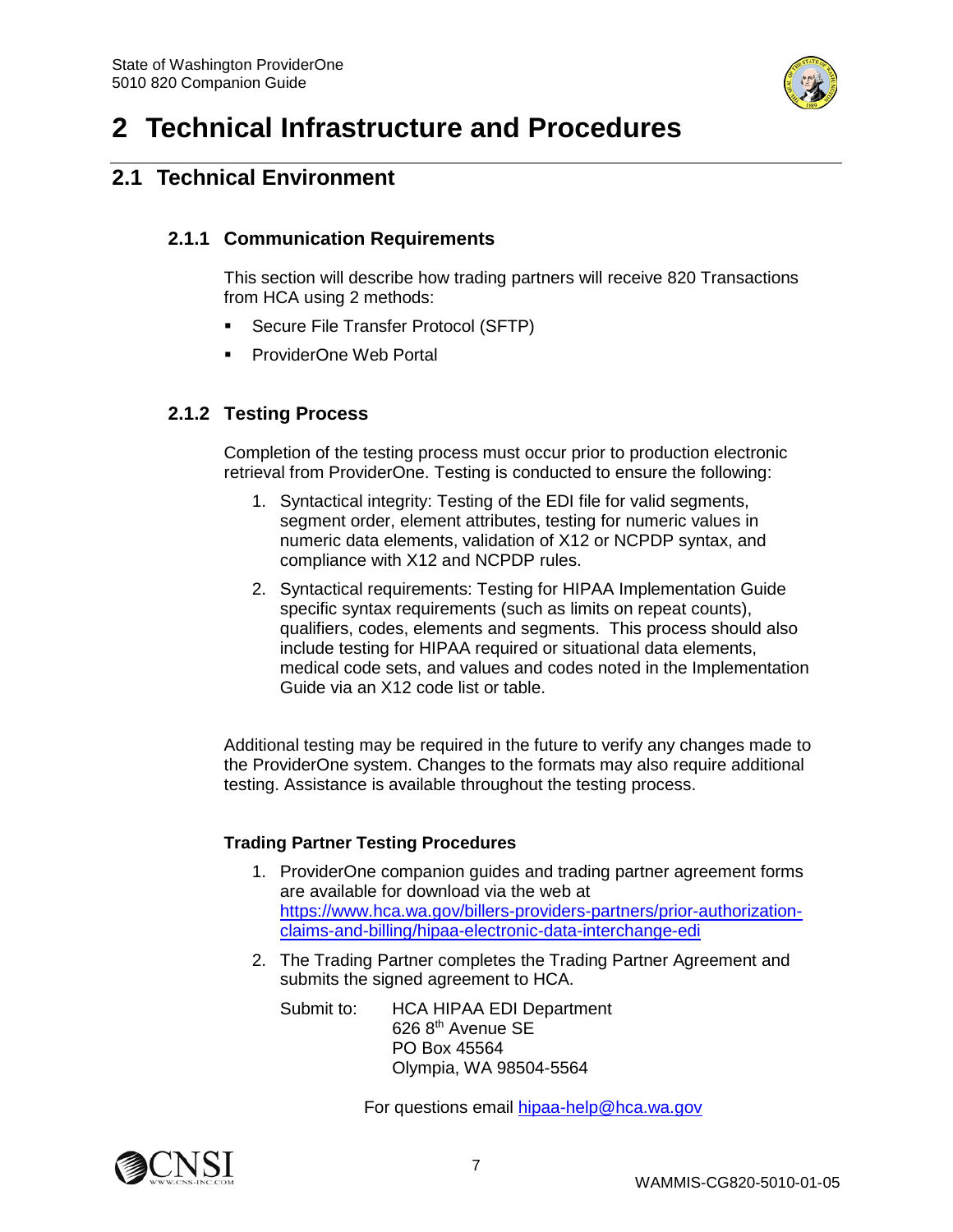# 2 Technical Infrastructure and Procedures

## 2.1 Technical Environment

### 2.1.1 Communication Requirements

This section will describe how trading partners will receive 820 Transactions from HCA using 2 methods:

- Secure File Transfer Protocol (SFTP)
- ProviderOne Web Portal

### 2.1.2 Testing Process

Completion of the testing process must occur prior to production electronic retrieval from ProviderOne. Testing is conducted to ensure the following:

1. Syntactical integrity: Testing of the EDI file for valid segments, segment order, element attributes, testing for numeric values in numeric data elements, validation of X12 or NCPDP syntax, and compliance with X12 and NCPDP rules.
2. Syntactical requirements: Testing for HIPAA Implementation Guide specific syntax requirements (such as limits on repeat counts), qualifiers, codes, elements and segments. This process should also include testing for HIPAA required or situational data elements, medical code sets, and values and codes noted in the Implementation Guide via an X12 code list or table.

Additional testing may be required in the future to verify any changes made to the ProviderOne system. Changes to the formats may also require additional testing. Assistance is available throughout the testing process.

**Trading Partner Testing Procedures**

1. ProviderOne companion guides and trading partner agreement forms are available for download via the web at https://www.hca.wa.gov/billers-providers-partners/prior-authorization-claims-and-billing/hipaa-electronic-data-interchange-edi
2. The Trading Partner completes the Trading Partner Agreement and submits the signed agreement to HCA.

   Submit to: HCA HIPAA EDI Department
   626 8th Avenue SE
   PO Box 45564
   Olympia, WA 98504-5564

For questions email hipaa-help@hca.wa.gov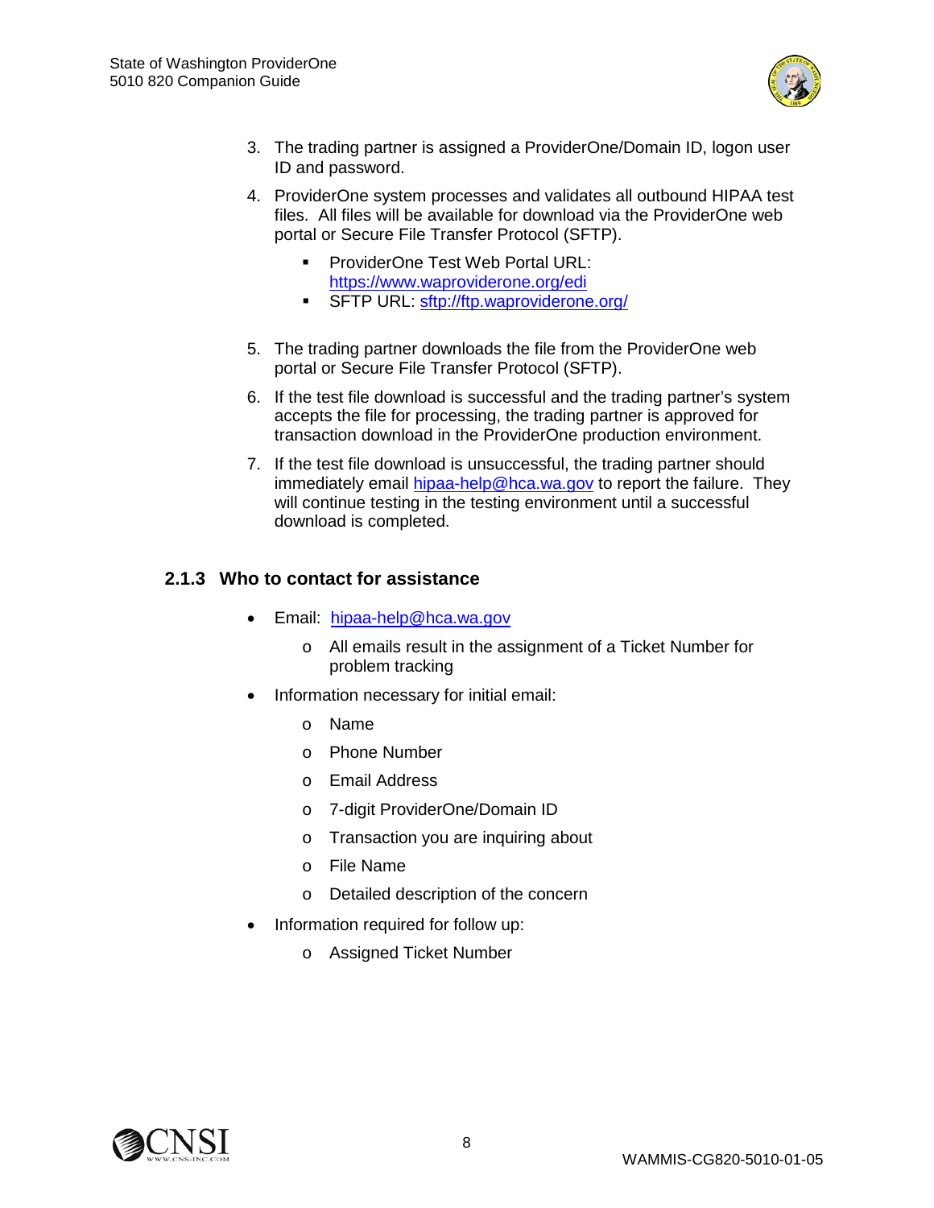3. The trading partner is assigned a ProviderOne/Domain ID, logon user ID and password.
4. ProviderOne system processes and validates all outbound HIPAA test files. All files will be available for download via the ProviderOne web portal or Secure File Transfer Protocol (SFTP).
   - ProviderOne Test Web Portal URL: https://www.waproviderone.org/edi
   - SFTP URL: sftp://ftp.waproviderone.org/
5. The trading partner downloads the file from the ProviderOne web portal or Secure File Transfer Protocol (SFTP).
6. If the test file download is successful and the trading partner's system accepts the file for processing, the trading partner is approved for transaction download in the ProviderOne production environment.
7. If the test file download is unsuccessful, the trading partner should immediately email hipaa-help@hca.wa.gov to report the failure. They will continue testing in the testing environment until a successful download is completed.

### 2.1.3 Who to contact for assistance

- Email: hipaa-help@hca.wa.gov
  - All emails result in the assignment of a Ticket Number for problem tracking
- Information necessary for initial email:
  - Name
  - Phone Number
  - Email Address
  - 7-digit ProviderOne/Domain ID
  - Transaction you are inquiring about
  - File Name
  - Detailed description of the concern
- Information required for follow up:
  - Assigned Ticket Number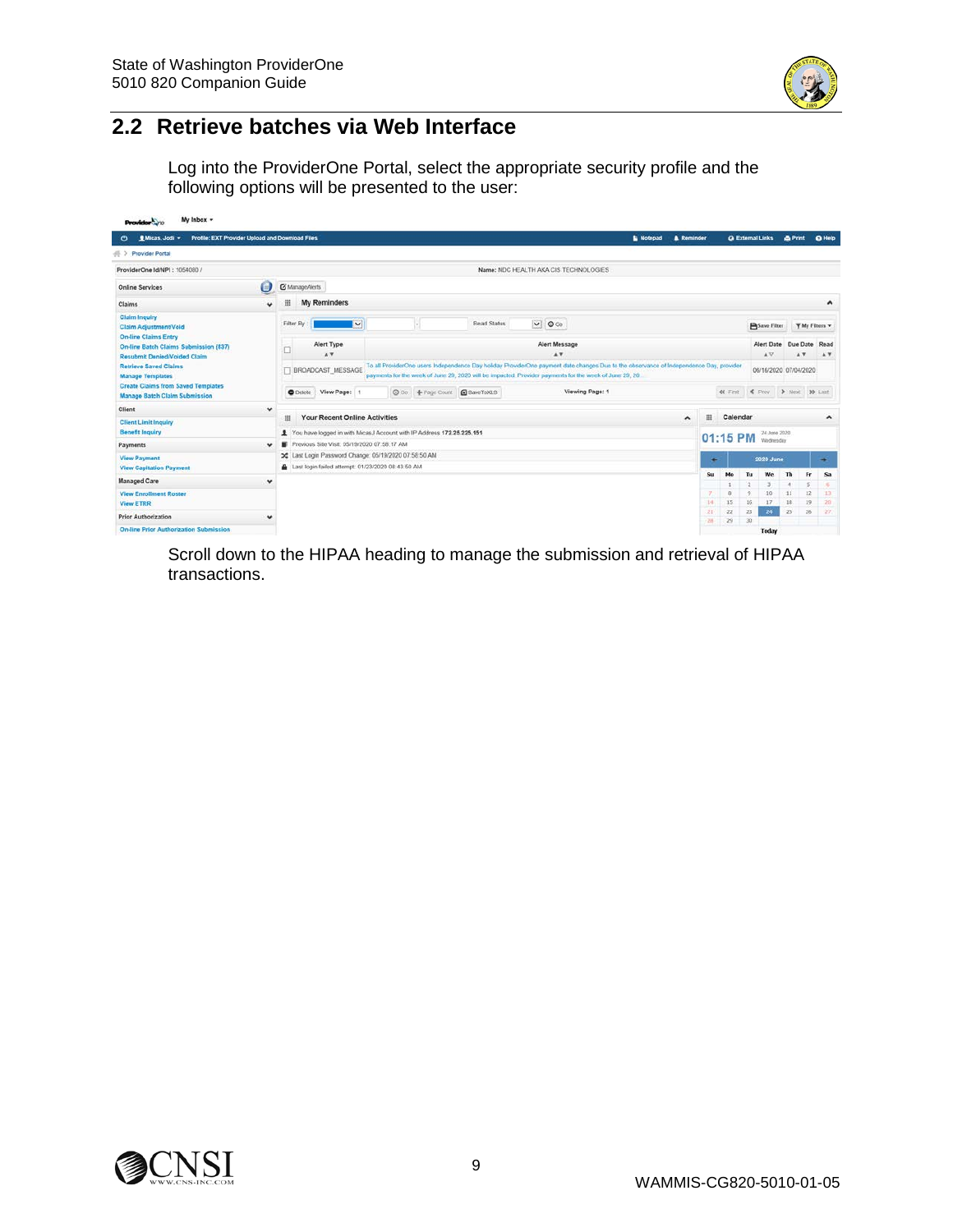## 2.2 Retrieve batches via Web Interface

Log into the ProviderOne Portal, select the appropriate security profile and the following options will be presented to the user:

Scroll down to the HIPAA heading to manage the submission and retrieval of HIPAA transactions.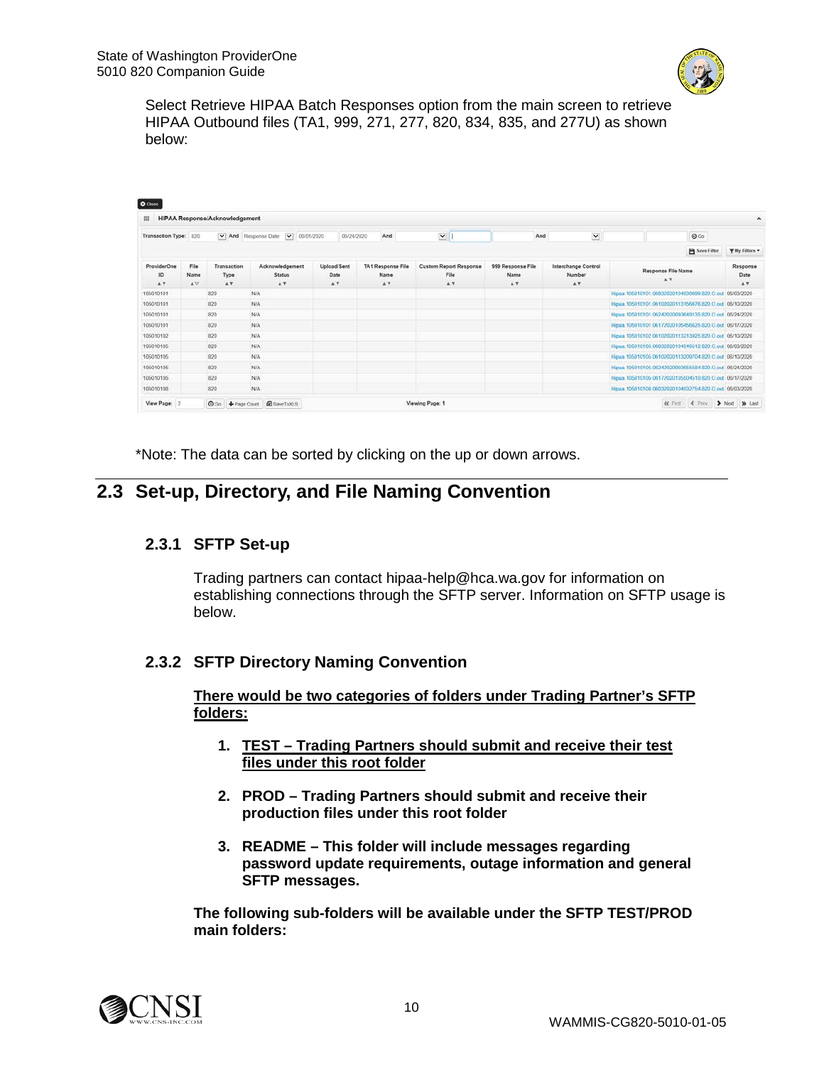Select Retrieve HIPAA Batch Responses option from the main screen to retrieve HIPAA Outbound files (TA1, 999, 271, 277, 820, 834, 835, and 277U) as shown below:

**HIPAA Response/Acknowledgement**

Transaction Type: 820 And Response Date 06/01/2020 06/24/2020 And And

| ProviderOne ID | File Name | Transaction Type | Acknowledgement Status | Upload Sent Date | TA1 Response File Name | Custom Report Response File | 999 Response File Name | Interchange Control Number | Response File Name | Response Date |
|---|---|---|---|---|---|---|---|---|---|---|
| 105010101 | | 820 | N/A | | | | | | Hipaa.105010101.060320201094530699.820.O.out | 06/03/2020 |
| 105010101 | | 820 | N/A | | | | | | Hipaa.105010101.061020201131566676.820.O.out | 06/10/2020 |
| 105010101 | | 820 | N/A | | | | | | Hipaa.105010101.062420200093649135.820.O.out | 06/24/2020 |
| 105010101 | | 820 | N/A | | | | | | Hipaa.105010101.061720201095456625.820.O.out | 06/17/2020 |
| 105010102 | | 820 | N/A | | | | | | Hipaa.105010102.061020201132133925.820.O.out | 06/10/2020 |
| 105010105 | | 820 | N/A | | | | | | Hipaa.105010105.060320201041046512.820.O.out | 06/03/2020 |
| 105010105 | | 820 | N/A | | | | | | Hipaa.105010105.061020201132097704.820.O.out | 06/10/2020 |
| 105010105 | | 820 | N/A | | | | | | Hipaa.105010105.062420200093655584.820.O.out | 06/24/2020 |
| 105010105 | | 820 | N/A | | | | | | Hipaa.105010105.061720201095504510.820.O.out | 06/17/2020 |
| 105010108 | | 820 | N/A | | | | | | Hipaa.105010108.060320201094532754.820.O.out | 06/03/2020 |

View Page: 2 Go Page Count SaveToXLS Viewing Page: 1 First Prev Next Last

*Note: The data can be sorted by clicking on the up or down arrows.

## 2.3 Set-up, Directory, and File Naming Convention

### 2.3.1 SFTP Set-up

Trading partners can contact hipaa-help@hca.wa.gov for information on establishing connections through the SFTP server. Information on SFTP usage is below.

### 2.3.2 SFTP Directory Naming Convention

**There would be two categories of folders under Trading Partner's SFTP folders:**

1. **TEST – Trading Partners should submit and receive their test files under this root folder**
2. **PROD – Trading Partners should submit and receive their production files under this root folder**
3. **README – This folder will include messages regarding password update requirements, outage information and general SFTP messages.**

**The following sub-folders will be available under the SFTP TEST/PROD main folders:**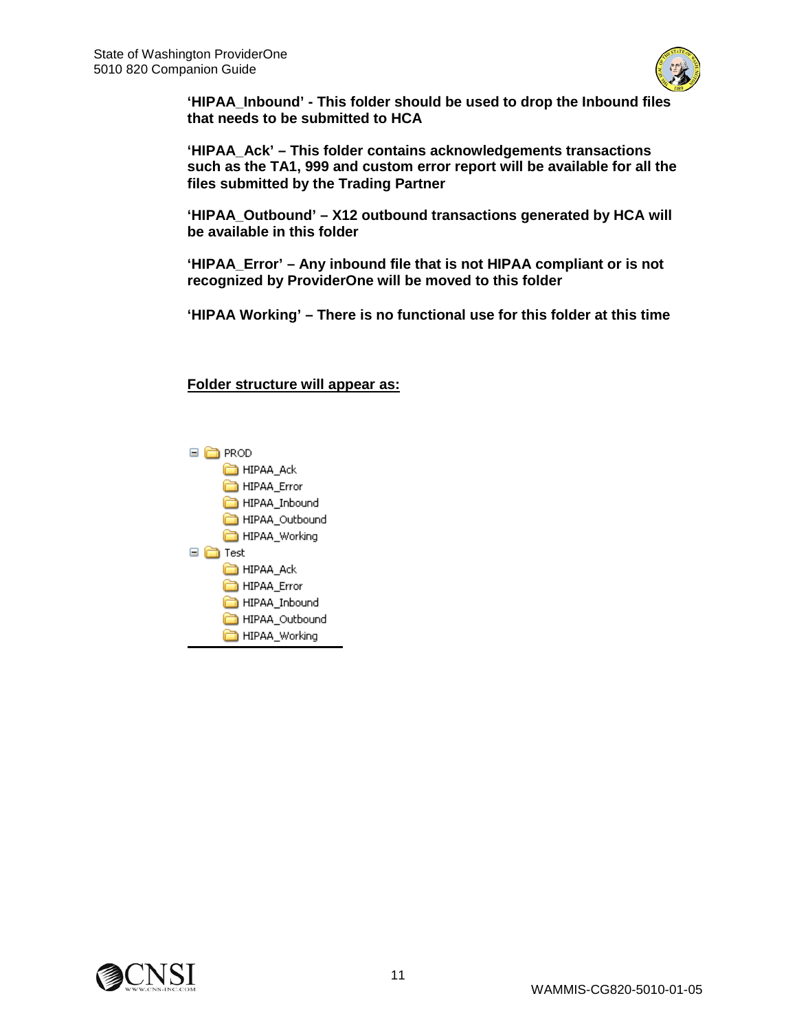**'HIPAA_Inbound' - This folder should be used to drop the Inbound files that needs to be submitted to HCA**

**'HIPAA_Ack' – This folder contains acknowledgements transactions such as the TA1, 999 and custom error report will be available for all the files submitted by the Trading Partner**

**'HIPAA_Outbound' – X12 outbound transactions generated by HCA will be available in this folder**

**'HIPAA_Error' – Any inbound file that is not HIPAA compliant or is not recognized by ProviderOne will be moved to this folder**

**'HIPAA Working' – There is no functional use for this folder at this time**

**Folder structure will appear as:**

```
PROD
    HIPAA_Ack
    HIPAA_Error
    HIPAA_Inbound
    HIPAA_Outbound
    HIPAA_Working
Test
    HIPAA_Ack
    HIPAA_Error
    HIPAA_Inbound
    HIPAA_Outbound
    HIPAA_Working
```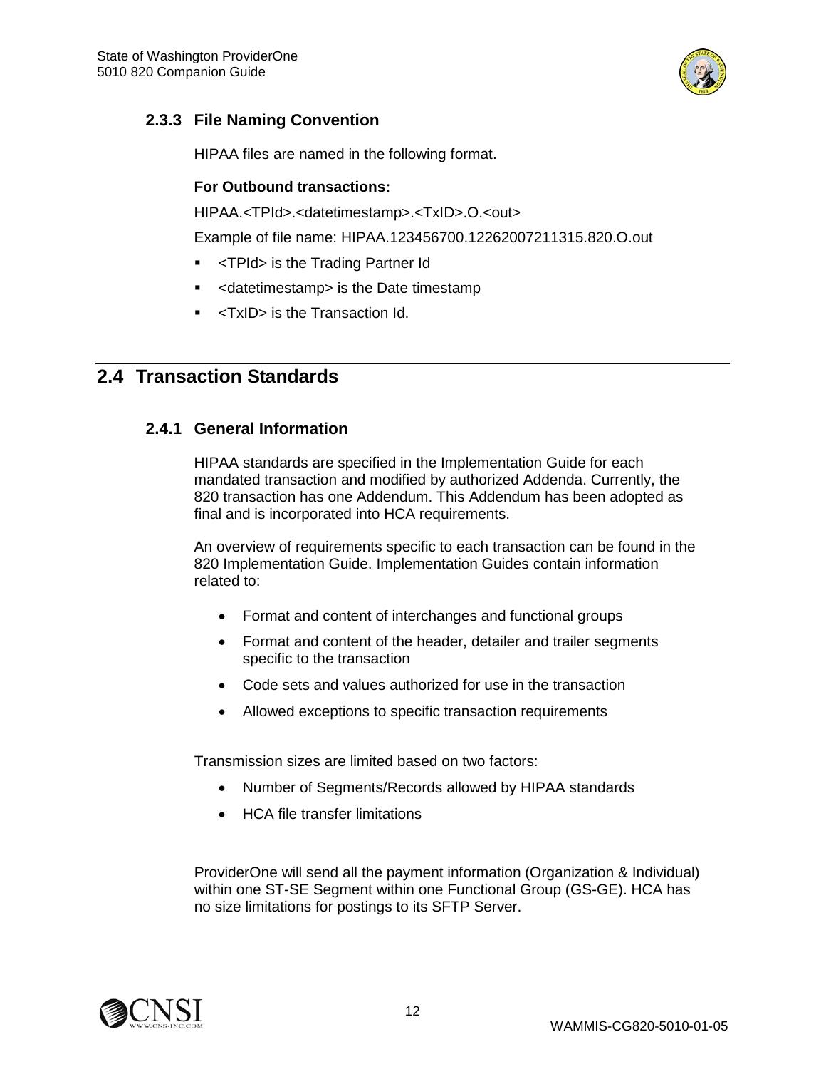### 2.3.3 File Naming Convention

HIPAA files are named in the following format.

**For Outbound transactions:**

HIPAA.<TPId>.<datetimestamp>.<TxID>.O.<out>

Example of file name: HIPAA.123456700.12262007211315.820.O.out

- <TPId> is the Trading Partner Id
- <datetimestamp> is the Date timestamp
- <TxID> is the Transaction Id.

## 2.4 Transaction Standards

### 2.4.1 General Information

HIPAA standards are specified in the Implementation Guide for each mandated transaction and modified by authorized Addenda. Currently, the 820 transaction has one Addendum. This Addendum has been adopted as final and is incorporated into HCA requirements.

An overview of requirements specific to each transaction can be found in the 820 Implementation Guide. Implementation Guides contain information related to:

- Format and content of interchanges and functional groups
- Format and content of the header, detailer and trailer segments specific to the transaction
- Code sets and values authorized for use in the transaction
- Allowed exceptions to specific transaction requirements

Transmission sizes are limited based on two factors:

- Number of Segments/Records allowed by HIPAA standards
- HCA file transfer limitations

ProviderOne will send all the payment information (Organization & Individual) within one ST-SE Segment within one Functional Group (GS-GE). HCA has no size limitations for postings to its SFTP Server.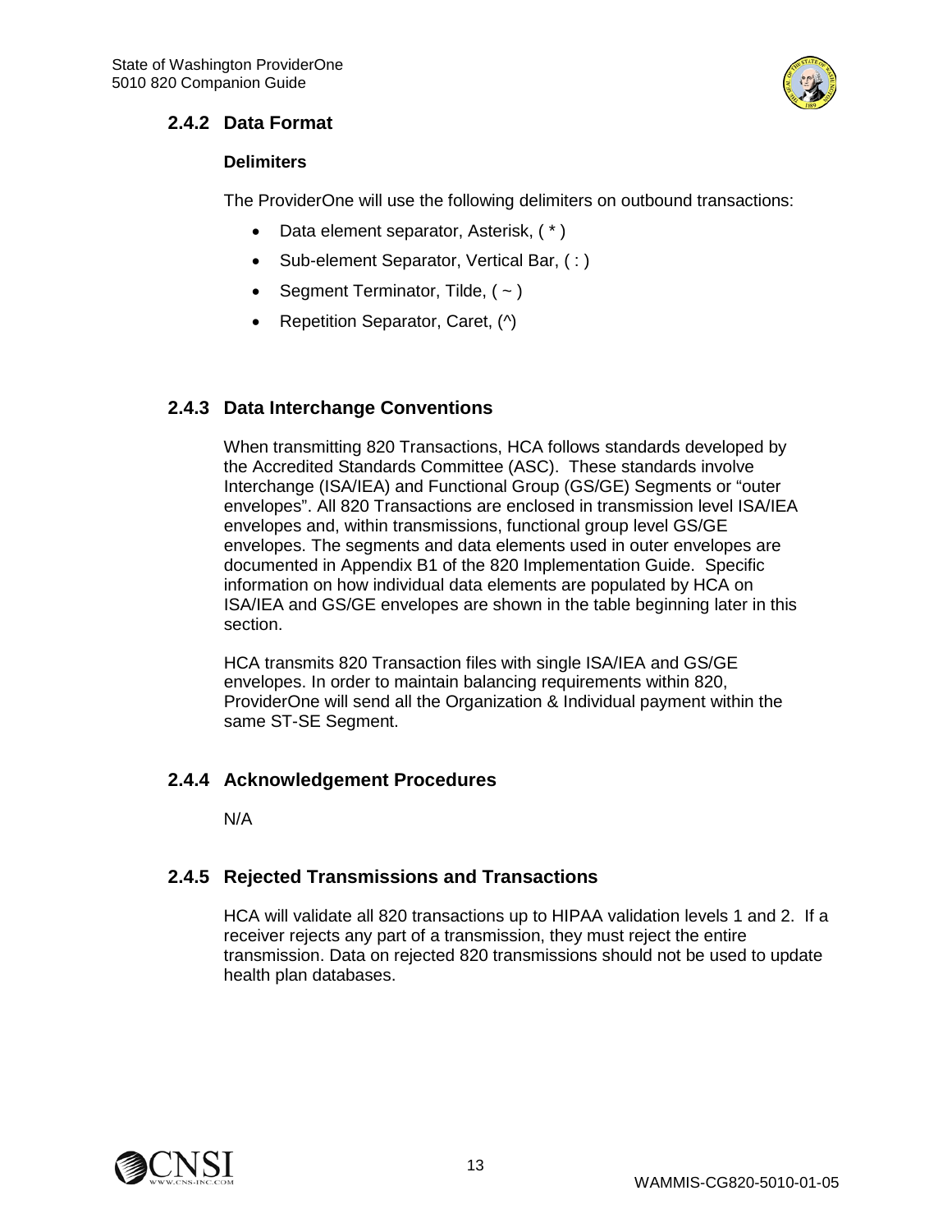### 2.4.2 Data Format

**Delimiters**

The ProviderOne will use the following delimiters on outbound transactions:

- Data element separator, Asterisk, ( * )
- Sub-element Separator, Vertical Bar, ( : )
- Segment Terminator, Tilde, ( ~ )
- Repetition Separator, Caret, (^)

### 2.4.3 Data Interchange Conventions

When transmitting 820 Transactions, HCA follows standards developed by the Accredited Standards Committee (ASC). These standards involve Interchange (ISA/IEA) and Functional Group (GS/GE) Segments or "outer envelopes". All 820 Transactions are enclosed in transmission level ISA/IEA envelopes and, within transmissions, functional group level GS/GE envelopes. The segments and data elements used in outer envelopes are documented in Appendix B1 of the 820 Implementation Guide. Specific information on how individual data elements are populated by HCA on ISA/IEA and GS/GE envelopes are shown in the table beginning later in this section.

HCA transmits 820 Transaction files with single ISA/IEA and GS/GE envelopes. In order to maintain balancing requirements within 820, ProviderOne will send all the Organization & Individual payment within the same ST-SE Segment.

### 2.4.4 Acknowledgement Procedures

N/A

### 2.4.5 Rejected Transmissions and Transactions

HCA will validate all 820 transactions up to HIPAA validation levels 1 and 2. If a receiver rejects any part of a transmission, they must reject the entire transmission. Data on rejected 820 transmissions should not be used to update health plan databases.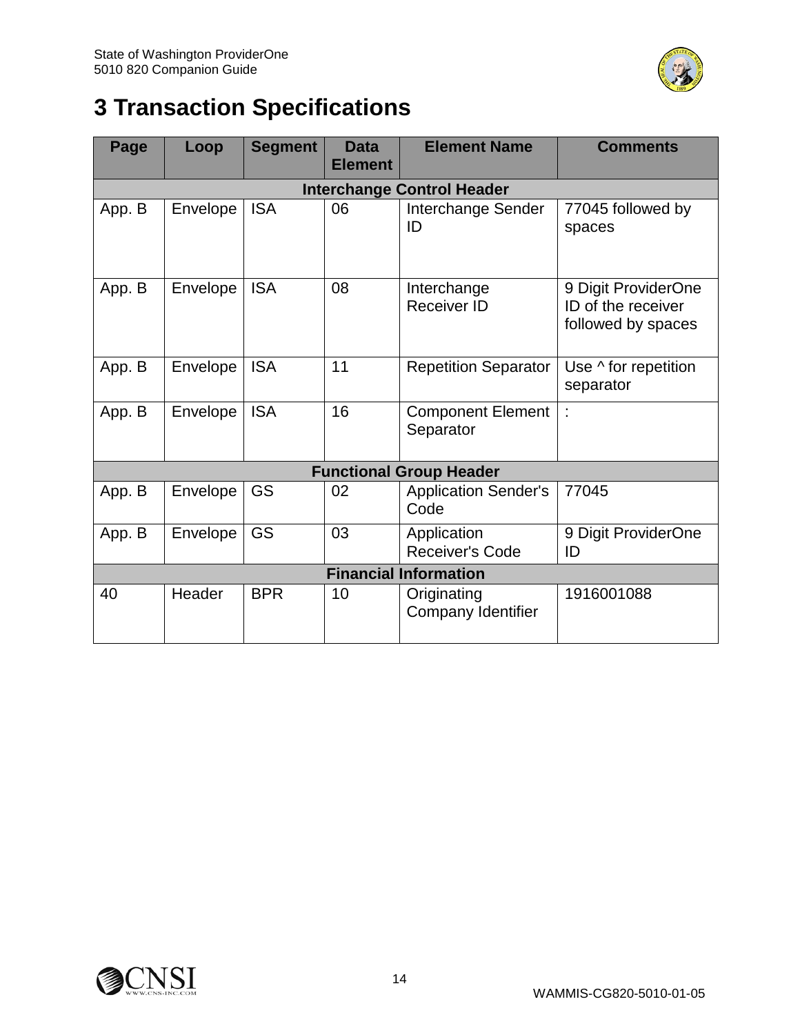# 3 Transaction Specifications

| Page | Loop | Segment | Data Element | Element Name | Comments |
|---|---|---|---|---|---|
| **Interchange Control Header** | | | | | |
| App. B | Envelope | ISA | 06 | Interchange Sender ID | 77045 followed by spaces |
| App. B | Envelope | ISA | 08 | Interchange Receiver ID | 9 Digit ProviderOne ID of the receiver followed by spaces |
| App. B | Envelope | ISA | 11 | Repetition Separator | Use ^ for repetition separator |
| App. B | Envelope | ISA | 16 | Component Element Separator | : |
| **Functional Group Header** | | | | | |
| App. B | Envelope | GS | 02 | Application Sender's Code | 77045 |
| App. B | Envelope | GS | 03 | Application Receiver's Code | 9 Digit ProviderOne ID |
| **Financial Information** | | | | | |
| 40 | Header | BPR | 10 | Originating Company Identifier | 1916001088 |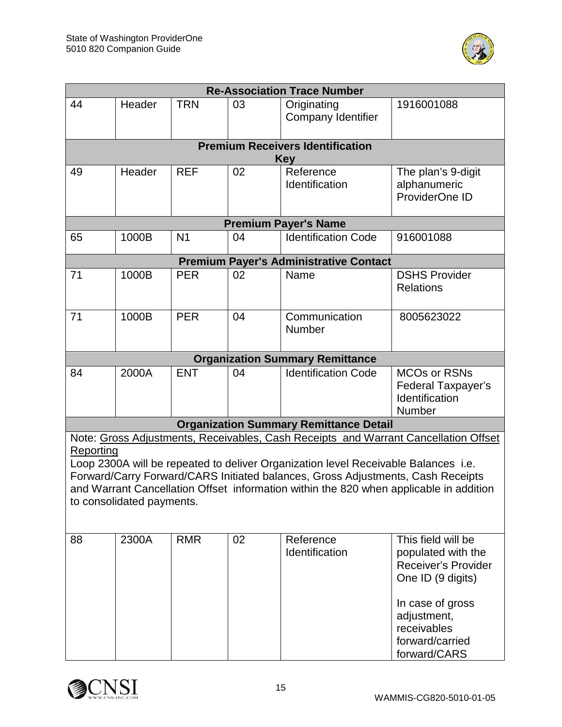| | | | | | |
|---|---|---|---|---|---|
| **Re-Association Trace Number** | | | | | |
| 44 | Header | TRN | 03 | Originating Company Identifier | 1916001088 |
| **Premium Receivers Identification Key** | | | | | |
| 49 | Header | REF | 02 | Reference Identification | The plan's 9-digit alphanumeric ProviderOne ID |
| **Premium Payer's Name** | | | | | |
| 65 | 1000B | N1 | 04 | Identification Code | 916001088 |
| **Premium Payer's Administrative Contact** | | | | | |
| 71 | 1000B | PER | 02 | Name | DSHS Provider Relations |
| 71 | 1000B | PER | 04 | Communication Number | 8005623022 |
| **Organization Summary Remittance** | | | | | |
| 84 | 2000A | ENT | 04 | Identification Code | MCOs or RSNs Federal Taxpayer's Identification Number |
| **Organization Summary Remittance Detail** | | | | | |
| Note: Gross Adjustments, Receivables, Cash Receipts and Warrant Cancellation Offset Reporting<br>Loop 2300A will be repeated to deliver Organization level Receivable Balances i.e. Forward/Carry Forward/CARS Initiated balances, Gross Adjustments, Cash Receipts and Warrant Cancellation Offset information within the 820 when applicable in addition to consolidated payments. | | | | | |
| 88 | 2300A | RMR | 02 | Reference Identification | This field will be populated with the Receiver's Provider One ID (9 digits)<br><br>In case of gross adjustment, receivables forward/carried forward/CARS |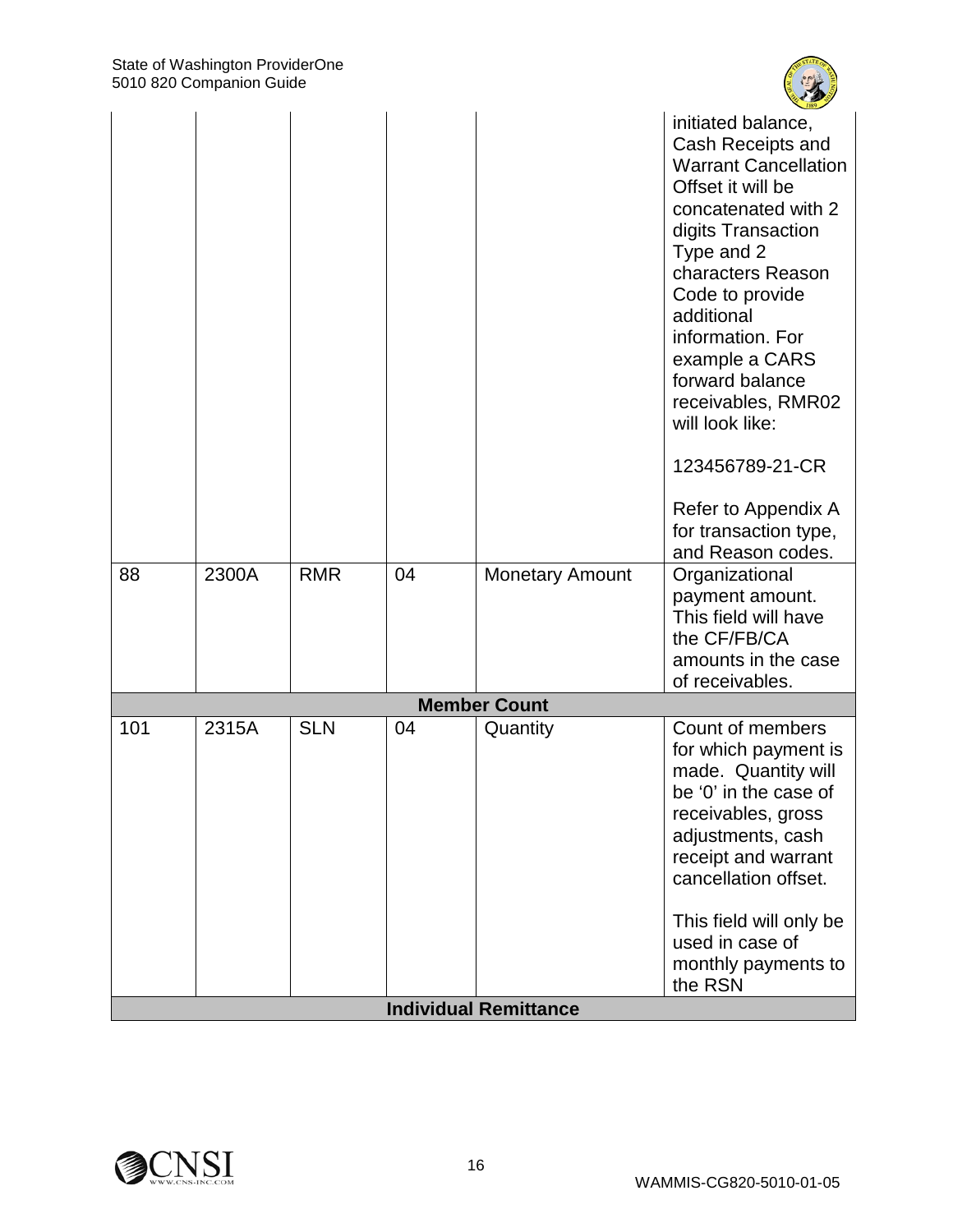| | | | | | |
|---|---|---|---|---|---|
| | | | | | initiated balance, Cash Receipts and Warrant Cancellation Offset it will be concatenated with 2 digits Transaction Type and 2 characters Reason Code to provide additional information. For example a CARS forward balance receivables, RMR02 will look like:<br><br>123456789-21-CR<br><br>Refer to Appendix A for transaction type, and Reason codes. |
| 88 | 2300A | RMR | 04 | Monetary Amount | Organizational payment amount. This field will have the CF/FB/CA amounts in the case of receivables. |
| **Member Count** | | | | | |
| 101 | 2315A | SLN | 04 | Quantity | Count of members for which payment is made. Quantity will be '0' in the case of receivables, gross adjustments, cash receipt and warrant cancellation offset.<br><br>This field will only be used in case of monthly payments to the RSN |
| **Individual Remittance** | | | | | |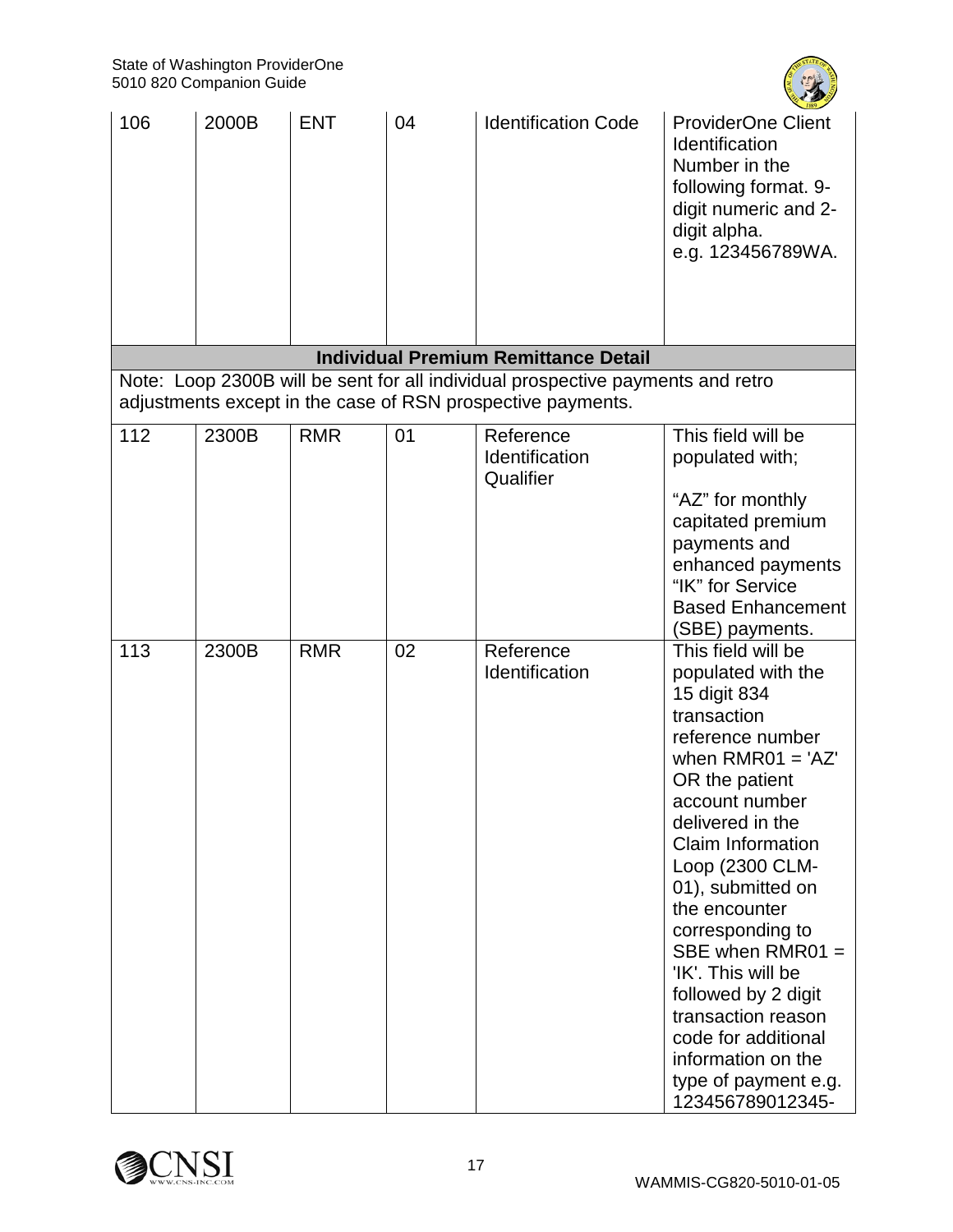| 106 | 2000B | ENT | 04 | Identification Code | ProviderOne Client Identification Number in the following format. 9-digit numeric and 2-digit alpha. e.g. 123456789WA. |
|---|---|---|---|---|---|
| **Individual Premium Remittance Detail** | | | | | |
| Note: Loop 2300B will be sent for all individual prospective payments and retro adjustments except in the case of RSN prospective payments. | | | | | |
| 112 | 2300B | RMR | 01 | Reference Identification Qualifier | This field will be populated with;<br><br>“AZ” for monthly capitated premium payments and enhanced payments “IK” for Service Based Enhancement (SBE) payments. |
| 113 | 2300B | RMR | 02 | Reference Identification | This field will be populated with the 15 digit 834 transaction reference number when RMR01 = 'AZ' OR the patient account number delivered in the Claim Information Loop (2300 CLM-01), submitted on the encounter corresponding to SBE when RMR01 = 'IK'. This will be followed by 2 digit transaction reason code for additional information on the type of payment e.g. 123456789012345- |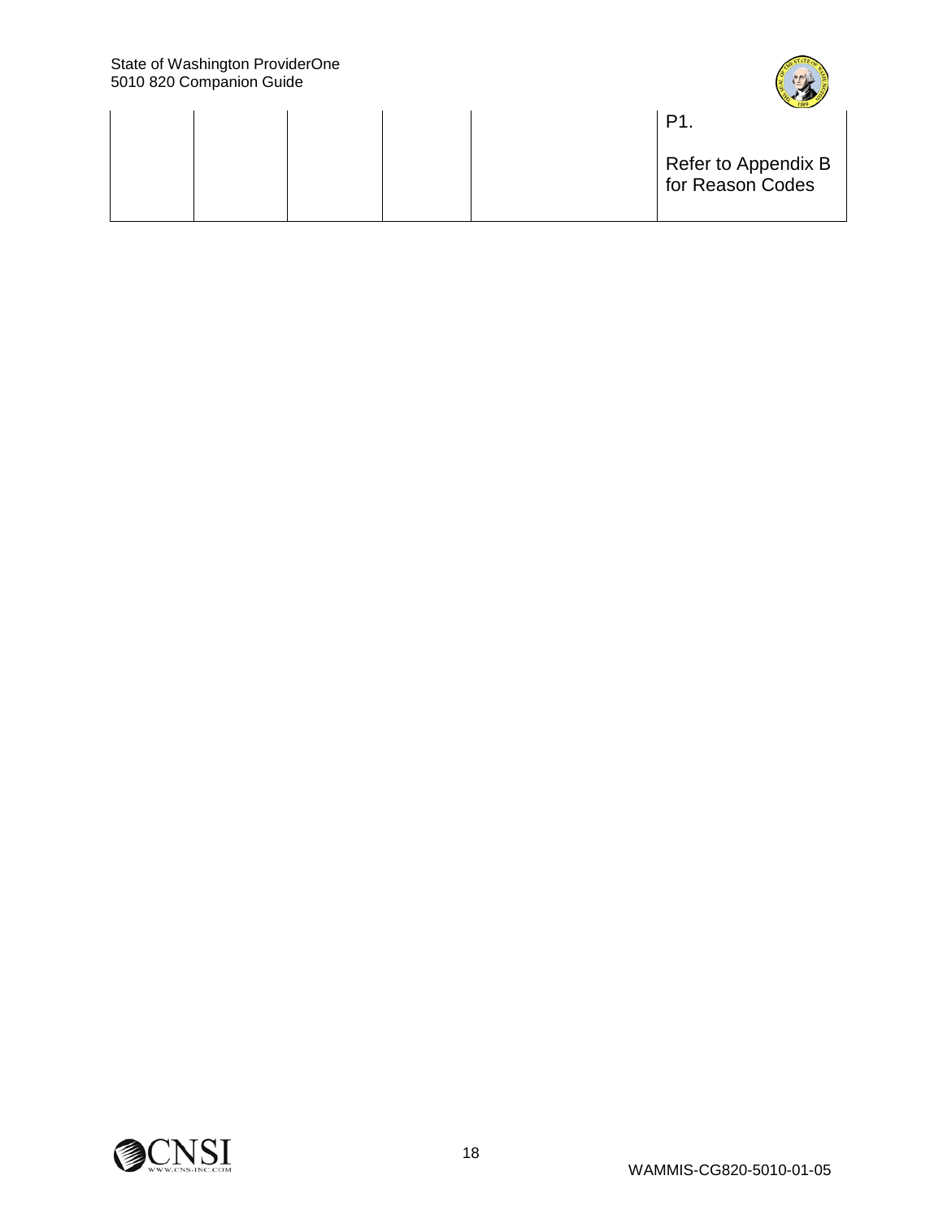|  |  |  |  |  |  |
|---|---|---|---|---|---|
|  |  |  |  |  | P1.<br><br>Refer to Appendix B for Reason Codes |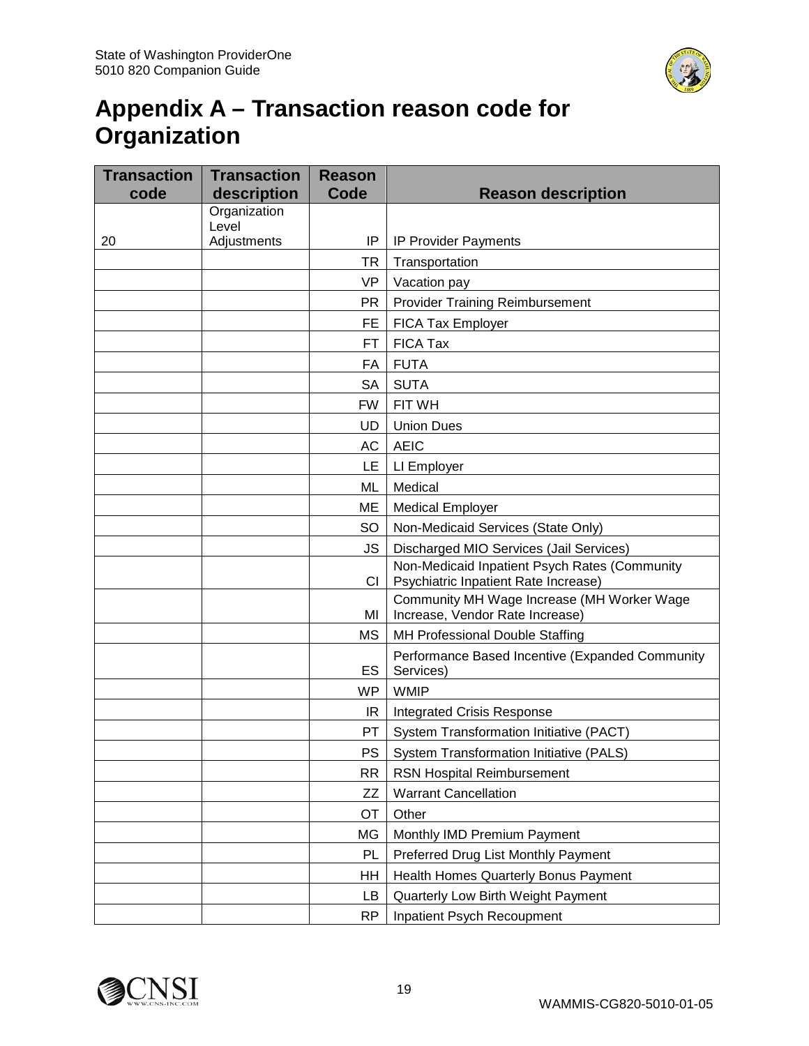# Appendix A – Transaction reason code for Organization

| Transaction code | Transaction description | Reason Code | Reason description |
|---|---|---|---|
| 20 | Organization Level Adjustments | IP | IP Provider Payments |
| | | TR | Transportation |
| | | VP | Vacation pay |
| | | PR | Provider Training Reimbursement |
| | | FE | FICA Tax Employer |
| | | FT | FICA Tax |
| | | FA | FUTA |
| | | SA | SUTA |
| | | FW | FIT WH |
| | | UD | Union Dues |
| | | AC | AEIC |
| | | LE | LI Employer |
| | | ML | Medical |
| | | ME | Medical Employer |
| | | SO | Non-Medicaid Services (State Only) |
| | | JS | Discharged MIO Services (Jail Services) |
| | | CI | Non-Medicaid Inpatient Psych Rates (Community Psychiatric Inpatient Rate Increase) |
| | | MI | Community MH Wage Increase (MH Worker Wage Increase, Vendor Rate Increase) |
| | | MS | MH Professional Double Staffing |
| | | ES | Performance Based Incentive (Expanded Community Services) |
| | | WP | WMIP |
| | | IR | Integrated Crisis Response |
| | | PT | System Transformation Initiative (PACT) |
| | | PS | System Transformation Initiative (PALS) |
| | | RR | RSN Hospital Reimbursement |
| | | ZZ | Warrant Cancellation |
| | | OT | Other |
| | | MG | Monthly IMD Premium Payment |
| | | PL | Preferred Drug List Monthly Payment |
| | | HH | Health Homes Quarterly Bonus Payment |
| | | LB | Quarterly Low Birth Weight Payment |
| | | RP | Inpatient Psych Recoupment |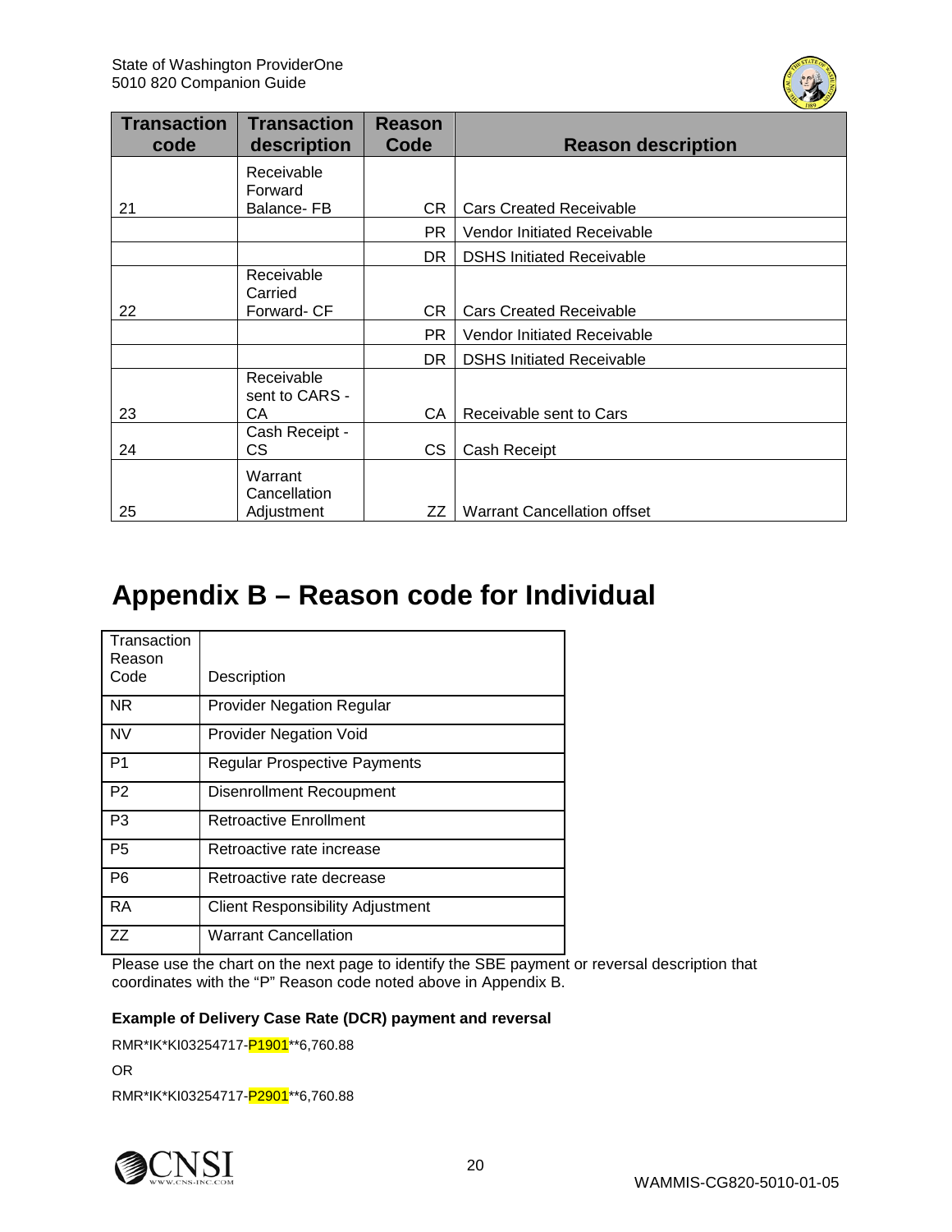| Transaction code | Transaction description | Reason Code | Reason description |
|---|---|---|---|
| 21 | Receivable Forward Balance- FB | CR | Cars Created Receivable |
| | | PR | Vendor Initiated Receivable |
| | | DR | DSHS Initiated Receivable |
| 22 | Receivable Carried Forward- CF | CR | Cars Created Receivable |
| | | PR | Vendor Initiated Receivable |
| | | DR | DSHS Initiated Receivable |
| 23 | Receivable sent to CARS - CA | CA | Receivable sent to Cars |
| 24 | Cash Receipt - CS | CS | Cash Receipt |
| 25 | Warrant Cancellation Adjustment | ZZ | Warrant Cancellation offset |

# Appendix B – Reason code for Individual

| Transaction Reason Code | Description |
|---|---|
| NR | Provider Negation Regular |
| NV | Provider Negation Void |
| P1 | Regular Prospective Payments |
| P2 | Disenrollment Recoupment |
| P3 | Retroactive Enrollment |
| P5 | Retroactive rate increase |
| P6 | Retroactive rate decrease |
| RA | Client Responsibility Adjustment |
| ZZ | Warrant Cancellation |

Please use the chart on the next page to identify the SBE payment or reversal description that coordinates with the "P" Reason code noted above in Appendix B.

**Example of Delivery Case Rate (DCR) payment and reversal**

RMR*IK*KI03254717-P1901**6,760.88

OR

RMR*IK*KI03254717-P2901**6,760.88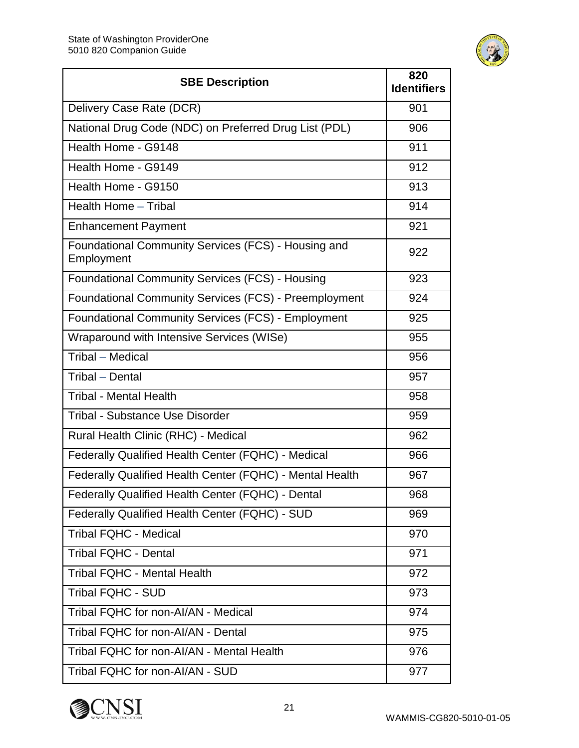| SBE Description | 820 Identifiers |
|---|---|
| Delivery Case Rate (DCR) | 901 |
| National Drug Code (NDC) on Preferred Drug List (PDL) | 906 |
| Health Home - G9148 | 911 |
| Health Home - G9149 | 912 |
| Health Home - G9150 | 913 |
| Health Home – Tribal | 914 |
| Enhancement Payment | 921 |
| Foundational Community Services (FCS) - Housing and Employment | 922 |
| Foundational Community Services (FCS) - Housing | 923 |
| Foundational Community Services (FCS) - Preemployment | 924 |
| Foundational Community Services (FCS) - Employment | 925 |
| Wraparound with Intensive Services (WISe) | 955 |
| Tribal – Medical | 956 |
| Tribal – Dental | 957 |
| Tribal - Mental Health | 958 |
| Tribal - Substance Use Disorder | 959 |
| Rural Health Clinic (RHC) - Medical | 962 |
| Federally Qualified Health Center (FQHC) - Medical | 966 |
| Federally Qualified Health Center (FQHC) - Mental Health | 967 |
| Federally Qualified Health Center (FQHC) - Dental | 968 |
| Federally Qualified Health Center (FQHC) - SUD | 969 |
| Tribal FQHC - Medical | 970 |
| Tribal FQHC - Dental | 971 |
| Tribal FQHC - Mental Health | 972 |
| Tribal FQHC - SUD | 973 |
| Tribal FQHC for non-AI/AN - Medical | 974 |
| Tribal FQHC for non-AI/AN - Dental | 975 |
| Tribal FQHC for non-AI/AN - Mental Health | 976 |
| Tribal FQHC for non-AI/AN - SUD | 977 |